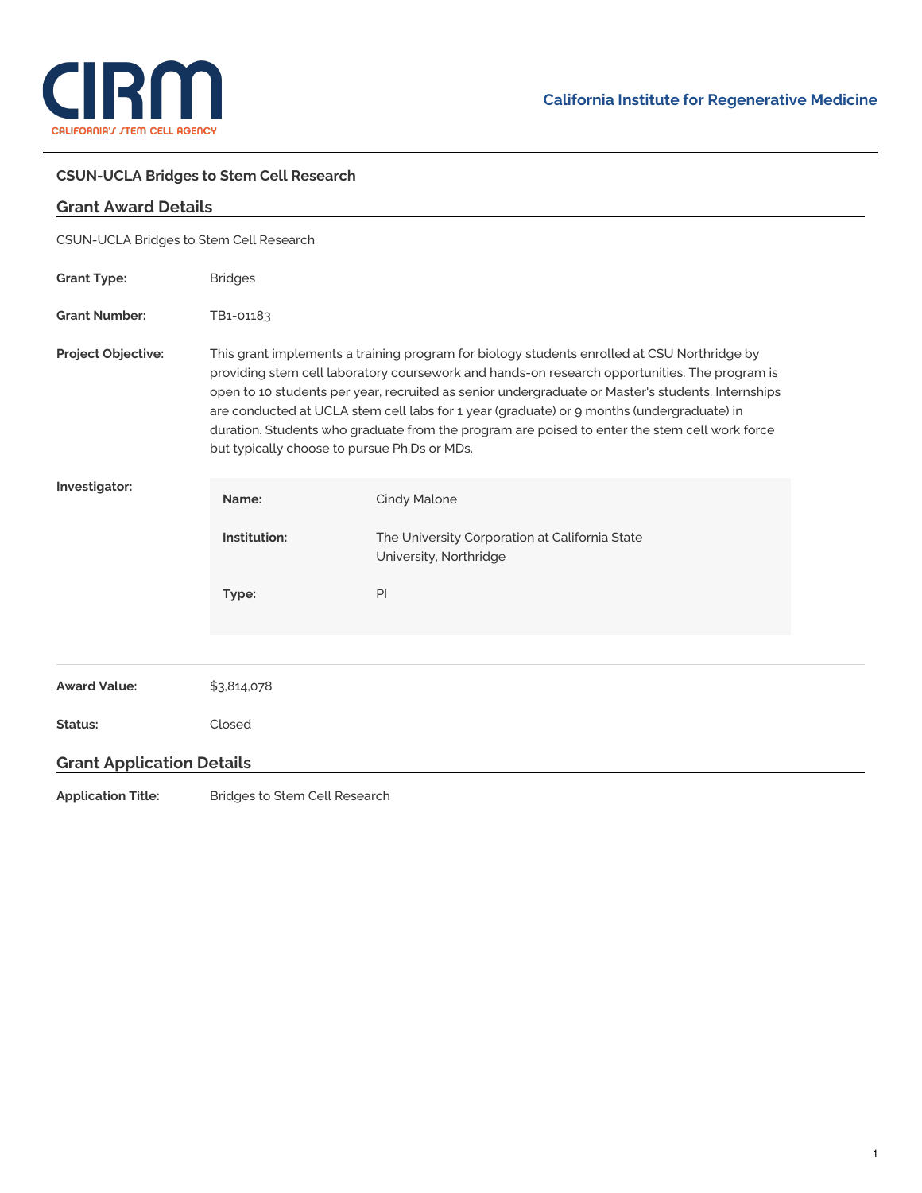California Institute for Regenerative Medicine

# CSUN-UCLA Bridges to Stem Cell Research

## Grant Award Details

CSUN-UCLA Bridges to Stem Cell Research

**Grant Type:** Bridges

**Grant Number:** TB1-01183

**Project Objective:** This grant implements a training program for biology students enrolled at CSU Northridge by providing stem cell laboratory coursework and hands-on research opportunities. The program is open to 10 students per year, recruited as senior undergraduate or Master's students. Internships are conducted at UCLA stem cell labs for 1 year (graduate) or 9 months (undergraduate) in duration. Students who graduate from the program are poised to enter the stem cell work force but typically choose to pursue Ph.Ds or MDs.

**Investigator:**

| | |
|---|---|
| **Name:** | Cindy Malone |
| **Institution:** | The University Corporation at California State University, Northridge |
| **Type:** | PI |

**Award Value:** $3,814,078

**Status:** Closed

## Grant Application Details

**Application Title:** Bridges to Stem Cell Research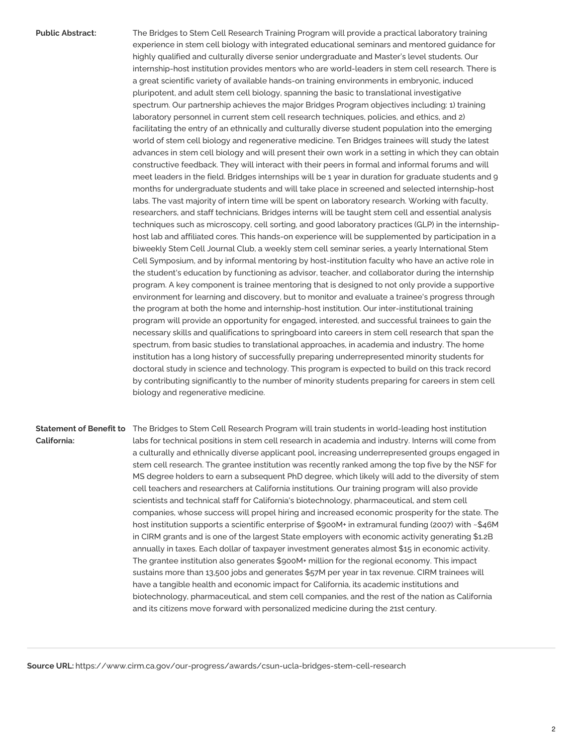**Public Abstract:**

The Bridges to Stem Cell Research Training Program will provide a practical laboratory training experience in stem cell biology with integrated educational seminars and mentored guidance for highly qualified and culturally diverse senior undergraduate and Master's level students. Our internship-host institution provides mentors who are world-leaders in stem cell research. There is a great scientific variety of available hands-on training environments in embryonic, induced pluripotent, and adult stem cell biology, spanning the basic to translational investigative spectrum. Our partnership achieves the major Bridges Program objectives including: 1) training laboratory personnel in current stem cell research techniques, policies, and ethics, and 2) facilitating the entry of an ethnically and culturally diverse student population into the emerging world of stem cell biology and regenerative medicine. Ten Bridges trainees will study the latest advances in stem cell biology and will present their own work in a setting in which they can obtain constructive feedback. They will interact with their peers in formal and informal forums and will meet leaders in the field. Bridges internships will be 1 year in duration for graduate students and 9 months for undergraduate students and will take place in screened and selected internship-host labs. The vast majority of intern time will be spent on laboratory research. Working with faculty, researchers, and staff technicians, Bridges interns will be taught stem cell and essential analysis techniques such as microscopy, cell sorting, and good laboratory practices (GLP) in the internship-host lab and affiliated cores. This hands-on experience will be supplemented by participation in a biweekly Stem Cell Journal Club, a weekly stem cell seminar series, a yearly International Stem Cell Symposium, and by informal mentoring by host-institution faculty who have an active role in the student's education by functioning as advisor, teacher, and collaborator during the internship program. A key component is trainee mentoring that is designed to not only provide a supportive environment for learning and discovery, but to monitor and evaluate a trainee's progress through the program at both the home and internship-host institution. Our inter-institutional training program will provide an opportunity for engaged, interested, and successful trainees to gain the necessary skills and qualifications to springboard into careers in stem cell research that span the spectrum, from basic studies to translational approaches, in academia and industry. The home institution has a long history of successfully preparing underrepresented minority students for doctoral study in science and technology. This program is expected to build on this track record by contributing significantly to the number of minority students preparing for careers in stem cell biology and regenerative medicine.

**Statement of Benefit to California:**

The Bridges to Stem Cell Research Program will train students in world-leading host institution labs for technical positions in stem cell research in academia and industry. Interns will come from a culturally and ethnically diverse applicant pool, increasing underrepresented groups engaged in stem cell research. The grantee institution was recently ranked among the top five by the NSF for MS degree holders to earn a subsequent PhD degree, which likely will add to the diversity of stem cell teachers and researchers at California institutions. Our training program will also provide scientists and technical staff for California's biotechnology, pharmaceutical, and stem cell companies, whose success will propel hiring and increased economic prosperity for the state. The host institution supports a scientific enterprise of $900M+ in extramural funding (2007) with ~$46M in CIRM grants and is one of the largest State employers with economic activity generating $1.2B annually in taxes. Each dollar of taxpayer investment generates almost $15 in economic activity. The grantee institution also generates $900M+ million for the regional economy. This impact sustains more than 13,500 jobs and generates $57M per year in tax revenue. CIRM trainees will have a tangible health and economic impact for California, its academic institutions and biotechnology, pharmaceutical, and stem cell companies, and the rest of the nation as California and its citizens move forward with personalized medicine during the 21st century.

**Source URL:** https://www.cirm.ca.gov/our-progress/awards/csun-ucla-bridges-stem-cell-research